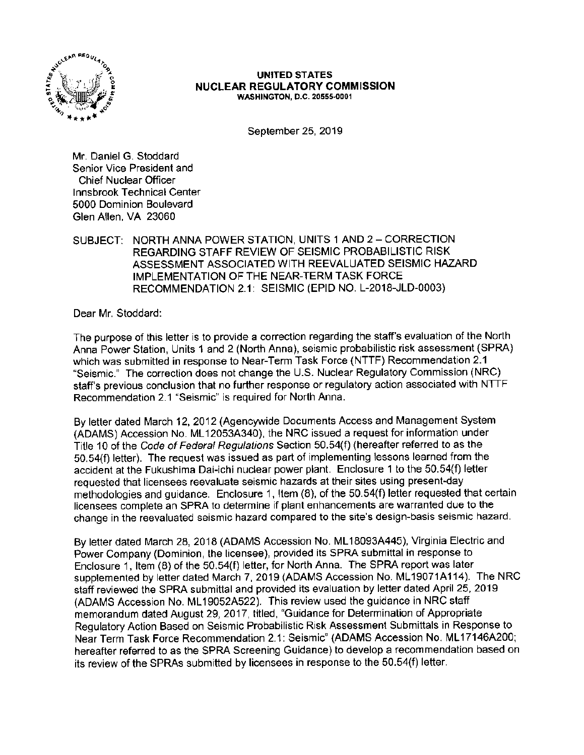**UNITED STATES**
**NUCLEAR REGULATORY COMMISSION**
**WASHINGTON, D.C. 20555-0001**

September 25, 2019

Mr. Daniel G. Stoddard
Senior Vice President and
Chief Nuclear Officer
Innsbrook Technical Center
5000 Dominion Boulevard
Glen Allen, VA 23060

SUBJECT: NORTH ANNA POWER STATION, UNITS 1 AND 2 – CORRECTION REGARDING STAFF REVIEW OF SEISMIC PROBABILISTIC RISK ASSESSMENT ASSOCIATED WITH REEVALUATED SEISMIC HAZARD IMPLEMENTATION OF THE NEAR-TERM TASK FORCE RECOMMENDATION 2.1: SEISMIC (EPID NO. L-2018-JLD-0003)

Dear Mr. Stoddard:

The purpose of this letter is to provide a correction regarding the staff's evaluation of the North Anna Power Station, Units 1 and 2 (North Anna), seismic probabilistic risk assessment (SPRA) which was submitted in response to Near-Term Task Force (NTTF) Recommendation 2.1 "Seismic." The correction does not change the U.S. Nuclear Regulatory Commission (NRC) staff's previous conclusion that no further response or regulatory action associated with NTTF Recommendation 2.1 "Seismic" is required for North Anna.

By letter dated March 12, 2012 (Agencywide Documents Access and Management System (ADAMS) Accession No. ML12053A340), the NRC issued a request for information under Title 10 of the *Code of Federal Regulations* Section 50.54(f) (hereafter referred to as the 50.54(f) letter). The request was issued as part of implementing lessons learned from the accident at the Fukushima Dai-ichi nuclear power plant. Enclosure 1 to the 50.54(f) letter requested that licensees reevaluate seismic hazards at their sites using present-day methodologies and guidance. Enclosure 1, Item (8), of the 50.54(f) letter requested that certain licensees complete an SPRA to determine if plant enhancements are warranted due to the change in the reevaluated seismic hazard compared to the site's design-basis seismic hazard.

By letter dated March 28, 2018 (ADAMS Accession No. ML18093A445), Virginia Electric and Power Company (Dominion, the licensee), provided its SPRA submittal in response to Enclosure 1, Item (8) of the 50.54(f) letter, for North Anna. The SPRA report was later supplemented by letter dated March 7, 2019 (ADAMS Accession No. ML19071A114). The NRC staff reviewed the SPRA submittal and provided its evaluation by letter dated April 25, 2019 (ADAMS Accession No. ML19052A522). This review used the guidance in NRC staff memorandum dated August 29, 2017, titled, "Guidance for Determination of Appropriate Regulatory Action Based on Seismic Probabilistic Risk Assessment Submittals in Response to Near Term Task Force Recommendation 2.1: Seismic" (ADAMS Accession No. ML17146A200; hereafter referred to as the SPRA Screening Guidance) to develop a recommendation based on its review of the SPRAs submitted by licensees in response to the 50.54(f) letter.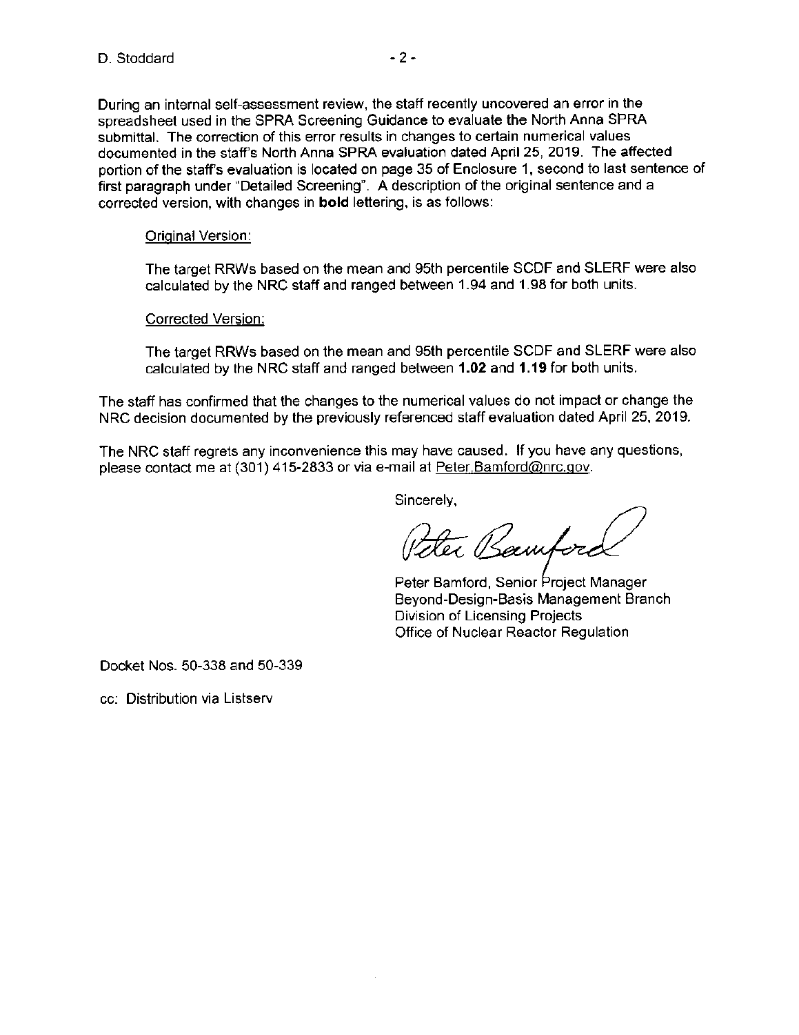During an internal self-assessment review, the staff recently uncovered an error in the spreadsheet used in the SPRA Screening Guidance to evaluate the North Anna SPRA submittal. The correction of this error results in changes to certain numerical values documented in the staff's North Anna SPRA evaluation dated April 25, 2019. The affected portion of the staff's evaluation is located on page 35 of Enclosure 1, second to last sentence of first paragraph under "Detailed Screening". A description of the original sentence and a corrected version, with changes in **bold** lettering, is as follows:

Original Version:

The target RRWs based on the mean and 95th percentile SCDF and SLERF were also calculated by the NRC staff and ranged between 1.94 and 1.98 for both units.

Corrected Version:

The target RRWs based on the mean and 95th percentile SCDF and SLERF were also calculated by the NRC staff and ranged between **1.02** and **1.19** for both units.

The staff has confirmed that the changes to the numerical values do not impact or change the NRC decision documented by the previously referenced staff evaluation dated April 25, 2019.

The NRC staff regrets any inconvenience this may have caused. If you have any questions, please contact me at (301) 415-2833 or via e-mail at Peter.Bamford@nrc.gov.

Sincerely,

Peter Bamford, Senior Project Manager
Beyond-Design-Basis Management Branch
Division of Licensing Projects
Office of Nuclear Reactor Regulation

Docket Nos. 50-338 and 50-339

cc: Distribution via Listserv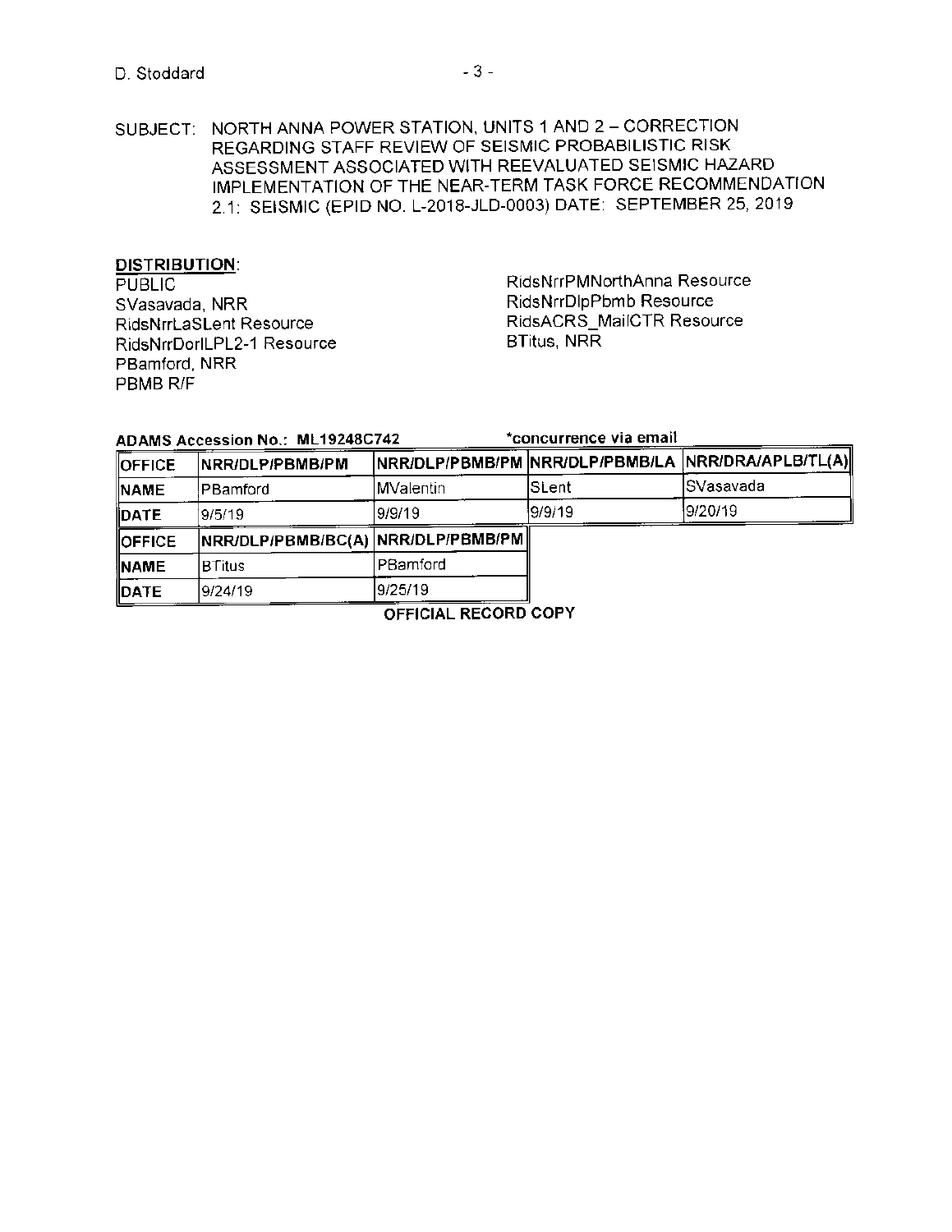SUBJECT: NORTH ANNA POWER STATION, UNITS 1 AND 2 – CORRECTION REGARDING STAFF REVIEW OF SEISMIC PROBABILISTIC RISK ASSESSMENT ASSOCIATED WITH REEVALUATED SEISMIC HAZARD IMPLEMENTATION OF THE NEAR-TERM TASK FORCE RECOMMENDATION 2.1: SEISMIC (EPID NO. L-2018-JLD-0003) DATE: SEPTEMBER 25, 2019

**DISTRIBUTION**:

PUBLIC
SVasavada, NRR
RidsNrrLaSLent Resource
RidsNrrDorlLPL2-1 Resource
PBamford, NRR
PBMB R/F
RidsNrrPMNorthAnna Resource
RidsNrrDlpPbmb Resource
RidsACRS_MailCTR Resource
BTitus, NRR

**ADAMS Accession No.: ML19248C742** \*concurrence via email

| OFFICE | NRR/DLP/PBMB/PM | NRR/DLP/PBMB/PM | NRR/DLP/PBMB/LA | NRR/DRA/APLB/TL(A) |
|---|---|---|---|---|
| NAME | PBamford | MValentin | SLent | SVasavada |
| DATE | 9/5/19 | 9/9/19 | 9/9/19 | 9/20/19 |
| OFFICE | NRR/DLP/PBMB/BC(A) | NRR/DLP/PBMB/PM | | |
| NAME | BTitus | PBamford | | |
| DATE | 9/24/19 | 9/25/19 | | |

**OFFICIAL RECORD COPY**